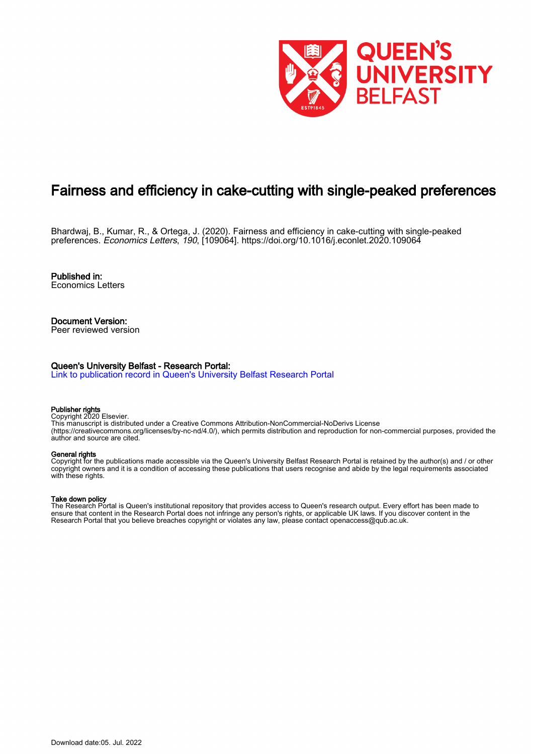# Fairness and efficiency in cake-cutting with single-peaked preferences

Bhardwaj, B., Kumar, R., & Ortega, J. (2020). Fairness and efficiency in cake-cutting with single-peaked preferences. *Economics Letters*, *190*, [109064]. https://doi.org/10.1016/j.econlet.2020.109064

**Published in:**
Economics Letters

**Document Version:**
Peer reviewed version

**Queen's University Belfast - Research Portal:**
Link to publication record in Queen's University Belfast Research Portal

**Publisher rights**
Copyright 2020 Elsevier.
This manuscript is distributed under a Creative Commons Attribution-NonCommercial-NoDerivs License (https://creativecommons.org/licenses/by-nc-nd/4.0/), which permits distribution and reproduction for non-commercial purposes, provided the author and source are cited.

**General rights**
Copyright for the publications made accessible via the Queen's University Belfast Research Portal is retained by the author(s) and / or other copyright owners and it is a condition of accessing these publications that users recognise and abide by the legal requirements associated with these rights.

**Take down policy**
The Research Portal is Queen's institutional repository that provides access to Queen's research output. Every effort has been made to ensure that content in the Research Portal does not infringe any person's rights, or applicable UK laws. If you discover content in the Research Portal that you believe breaches copyright or violates any law, please contact openaccess@qub.ac.uk.

Download date:05. Jul. 2022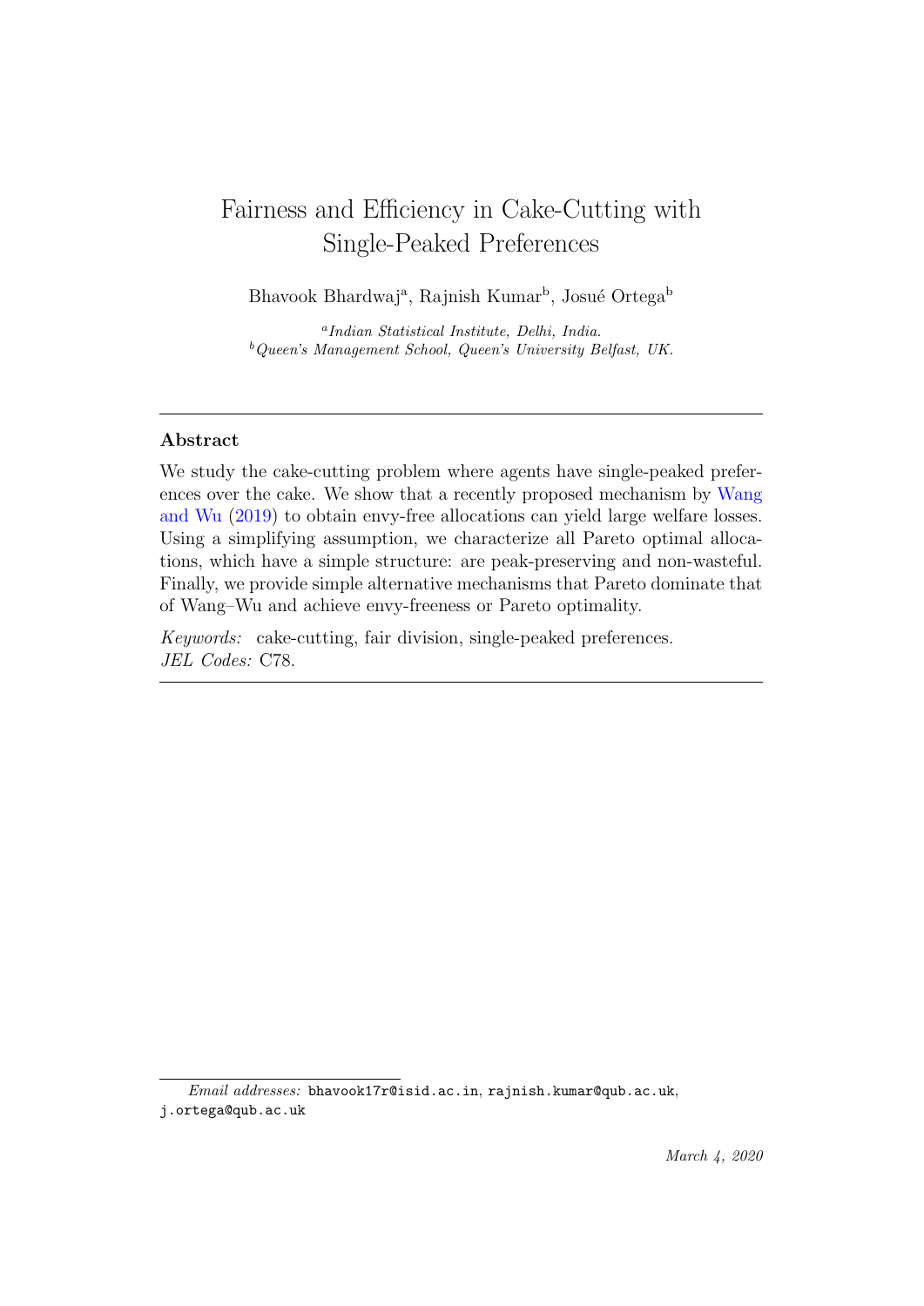# Fairness and Efficiency in Cake-Cutting with Single-Peaked Preferences

Bhavook Bhardwaj[a], Rajnish Kumar[b], Josué Ortega[b]

[a]*Indian Statistical Institute, Delhi, India.*
[b]*Queen's Management School, Queen's University Belfast, UK.*

---

### Abstract

We study the cake-cutting problem where agents have single-peaked preferences over the cake. We show that a recently proposed mechanism by Wang and Wu (2019) to obtain envy-free allocations can yield large welfare losses. Using a simplifying assumption, we characterize all Pareto optimal allocations, which have a simple structure: are peak-preserving and non-wasteful. Finally, we provide simple alternative mechanisms that Pareto dominate that of Wang–Wu and achieve envy-freeness or Pareto optimality.

*Keywords:* cake-cutting, fair division, single-peaked preferences.
*JEL Codes:* C78.

---

*Email addresses:* `bhavook17r@isid.ac.in`, `rajnish.kumar@qub.ac.uk`, `j.ortega@qub.ac.uk`

*March 4, 2020*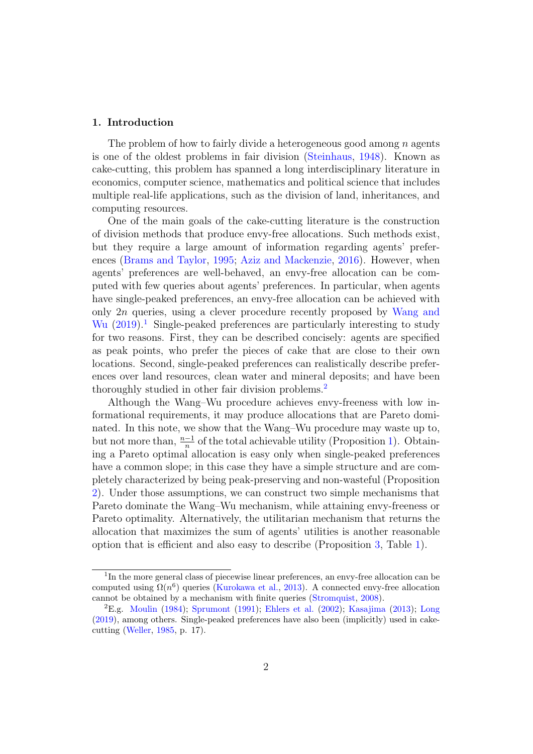## 1. Introduction

The problem of how to fairly divide a heterogeneous good among $n$ agents is one of the oldest problems in fair division (Steinhaus, 1948). Known as cake-cutting, this problem has spanned a long interdisciplinary literature in economics, computer science, mathematics and political science that includes multiple real-life applications, such as the division of land, inheritances, and computing resources.

One of the main goals of the cake-cutting literature is the construction of division methods that produce envy-free allocations. Such methods exist, but they require a large amount of information regarding agents' preferences (Brams and Taylor, 1995; Aziz and Mackenzie, 2016). However, when agents' preferences are well-behaved, an envy-free allocation can be computed with few queries about agents' preferences. In particular, when agents have single-peaked preferences, an envy-free allocation can be achieved with only $2n$ queries, using a clever procedure recently proposed by Wang and Wu (2019).[1] Single-peaked preferences are particularly interesting to study for two reasons. First, they can be described concisely: agents are specified as peak points, who prefer the pieces of cake that are close to their own locations. Second, single-peaked preferences can realistically describe preferences over land resources, clean water and mineral deposits; and have been thoroughly studied in other fair division problems.[2]

Although the Wang–Wu procedure achieves envy-freeness with low informational requirements, it may produce allocations that are Pareto dominated. In this note, we show that the Wang–Wu procedure may waste up to, but not more than, $\frac{n-1}{n}$ of the total achievable utility (Proposition 1). Obtaining a Pareto optimal allocation is easy only when single-peaked preferences have a common slope; in this case they have a simple structure and are completely characterized by being peak-preserving and non-wasteful (Proposition 2). Under those assumptions, we can construct two simple mechanisms that Pareto dominate the Wang–Wu mechanism, while attaining envy-freeness or Pareto optimality. Alternatively, the utilitarian mechanism that returns the allocation that maximizes the sum of agents' utilities is another reasonable option that is efficient and also easy to describe (Proposition 3, Table 1).

[1] In the more general class of piecewise linear preferences, an envy-free allocation can be computed using $\Omega(n^6)$ queries (Kurokawa et al., 2013). A connected envy-free allocation cannot be obtained by a mechanism with finite queries (Stromquist, 2008).

[2] E.g. Moulin (1984); Sprumont (1991); Ehlers et al. (2002); Kasajima (2013); Long (2019), among others. Single-peaked preferences have also been (implicitly) used in cake-cutting (Weller, 1985, p. 17).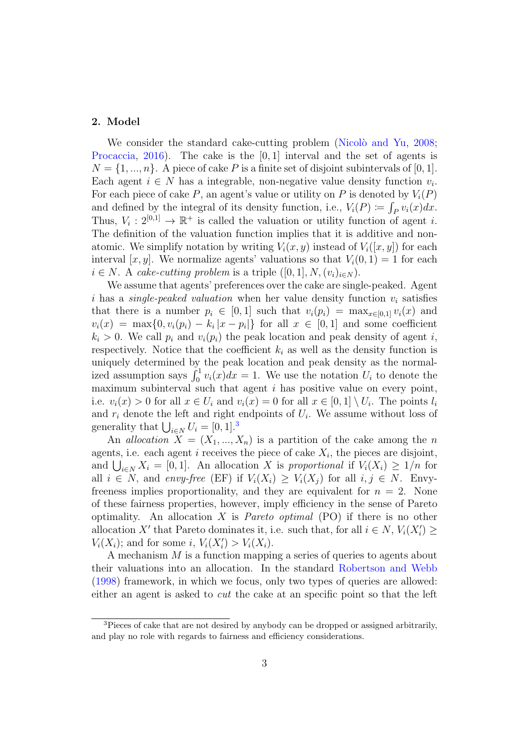## 2. Model

We consider the standard cake-cutting problem (Nicolò and Yu, 2008; Procaccia, 2016). The cake is the $[0,1]$ interval and the set of agents is $N = \{1, ..., n\}$. A piece of cake $P$ is a finite set of disjoint subintervals of $[0,1]$. Each agent $i \in N$ has a integrable, non-negative value density function $v_i$. For each piece of cake $P$, an agent's value or utility on $P$ is denoted by $V_i(P)$ and defined by the integral of its density function, i.e., $V_i(P) \coloneqq \int_P v_i(x)dx$. Thus, $V_i : 2^{[0,1]} \to \mathbb{R}^+$ is called the valuation or utility function of agent $i$. The definition of the valuation function implies that it is additive and non-atomic. We simplify notation by writing $V_i(x, y)$ instead of $V_i([x, y])$ for each interval $[x, y]$. We normalize agents' valuations so that $V_i(0, 1) = 1$ for each $i \in N$. A *cake-cutting problem* is a triple $([0, 1], N, (v_i)_{i\in N})$.

We assume that agents' preferences over the cake are single-peaked. Agent $i$ has a *single-peaked valuation* when her value density function $v_i$ satisfies that there is a number $p_i \in [0, 1]$ such that $v_i(p_i) = \max_{x\in[0,1]} v_i(x)$ and $v_i(x) = \max\{0, v_i(p_i) - k_i |x - p_i|\}$ for all $x \in [0, 1]$ and some coefficient $k_i > 0$. We call $p_i$ and $v_i(p_i)$ the peak location and peak density of agent $i$, respectively. Notice that the coefficient $k_i$ as well as the density function is uniquely determined by the peak location and peak density as the normalized assumption says $\int_0^1 v_i(x)dx = 1$. We use the notation $U_i$ to denote the maximum subinterval such that agent $i$ has positive value on every point, i.e. $v_i(x) > 0$ for all $x \in U_i$ and $v_i(x) = 0$ for all $x \in [0, 1] \setminus U_i$. The points $l_i$ and $r_i$ denote the left and right endpoints of $U_i$. We assume without loss of generality that $\bigcup_{i\in N} U_i = [0, 1]$.[3]

An *allocation* $X = (X_1, ..., X_n)$ is a partition of the cake among the $n$ agents, i.e. each agent $i$ receives the piece of cake $X_i$, the pieces are disjoint, and $\bigcup_{i\in N} X_i = [0, 1]$. An allocation $X$ is *proportional* if $V_i(X_i) \geq 1/n$ for all $i \in N$, and *envy-free* (EF) if $V_i(X_i) \geq V_i(X_j)$ for all $i, j \in N$. Envy-freeness implies proportionality, and they are equivalent for $n = 2$. None of these fairness properties, however, imply efficiency in the sense of Pareto optimality. An allocation $X$ is *Pareto optimal* (PO) if there is no other allocation $X'$ that Pareto dominates it, i.e. such that, for all $i \in N$, $V_i(X'_i) \geq V_i(X_i)$; and for some $i$, $V_i(X'_i) > V_i(X_i)$.

A mechanism $M$ is a function mapping a series of queries to agents about their valuations into an allocation. In the standard Robertson and Webb (1998) framework, in which we focus, only two types of queries are allowed: either an agent is asked to *cut* the cake at an specific point so that the left

[3] Pieces of cake that are not desired by anybody can be dropped or assigned arbitrarily, and play no role with regards to fairness and efficiency considerations.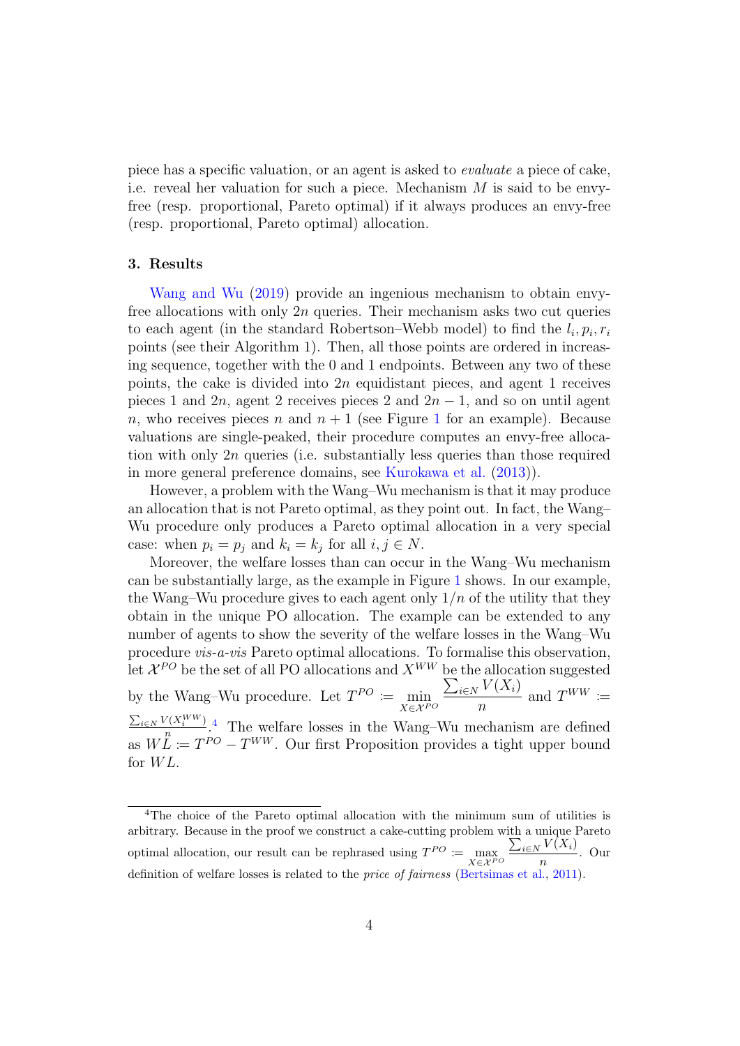piece has a specific valuation, or an agent is asked to *evaluate* a piece of cake, i.e. reveal her valuation for such a piece. Mechanism $M$ is said to be envy-free (resp. proportional, Pareto optimal) if it always produces an envy-free (resp. proportional, Pareto optimal) allocation.

## 3. Results

Wang and Wu (2019) provide an ingenious mechanism to obtain envy-free allocations with only $2n$ queries. Their mechanism asks two cut queries to each agent (in the standard Robertson–Webb model) to find the $l_i, p_i, r_i$ points (see their Algorithm 1). Then, all those points are ordered in increasing sequence, together with the 0 and 1 endpoints. Between any two of these points, the cake is divided into $2n$ equidistant pieces, and agent 1 receives pieces 1 and $2n$, agent 2 receives pieces 2 and $2n-1$, and so on until agent $n$, who receives pieces $n$ and $n+1$ (see Figure 1 for an example). Because valuations are single-peaked, their procedure computes an envy-free allocation with only $2n$ queries (i.e. substantially less queries than those required in more general preference domains, see Kurokawa et al. (2013)).

However, a problem with the Wang–Wu mechanism is that it may produce an allocation that is not Pareto optimal, as they point out. In fact, the Wang–Wu procedure only produces a Pareto optimal allocation in a very special case: when $p_i = p_j$ and $k_i = k_j$ for all $i, j \in N$.

Moreover, the welfare losses than can occur in the Wang–Wu mechanism can be substantially large, as the example in Figure 1 shows. In our example, the Wang–Wu procedure gives to each agent only $1/n$ of the utility that they obtain in the unique PO allocation. The example can be extended to any number of agents to show the severity of the welfare losses in the Wang–Wu procedure *vis-a-vis* Pareto optimal allocations. To formalise this observation, let $\mathcal{X}^{PO}$ be the set of all PO allocations and $X^{WW}$ be the allocation suggested by the Wang–Wu procedure. Let $T^{PO} := \min_{X \in \mathcal{X}^{PO}} \frac{\sum_{i \in N} V(X_i)}{n}$ and $T^{WW} := \frac{\sum_{i \in N} V(X_i^{WW})}{n}$.[4] The welfare losses in the Wang–Wu mechanism are defined as $WL := T^{PO} - T^{WW}$. Our first Proposition provides a tight upper bound for $WL$.

[4] The choice of the Pareto optimal allocation with the minimum sum of utilities is arbitrary. Because in the proof we construct a cake-cutting problem with a unique Pareto optimal allocation, our result can be rephrased using $T^{PO} := \max_{X \in \mathcal{X}^{PO}} \frac{\sum_{i \in N} V(X_i)}{n}$. Our definition of welfare losses is related to the *price of fairness* (Bertsimas et al., 2011).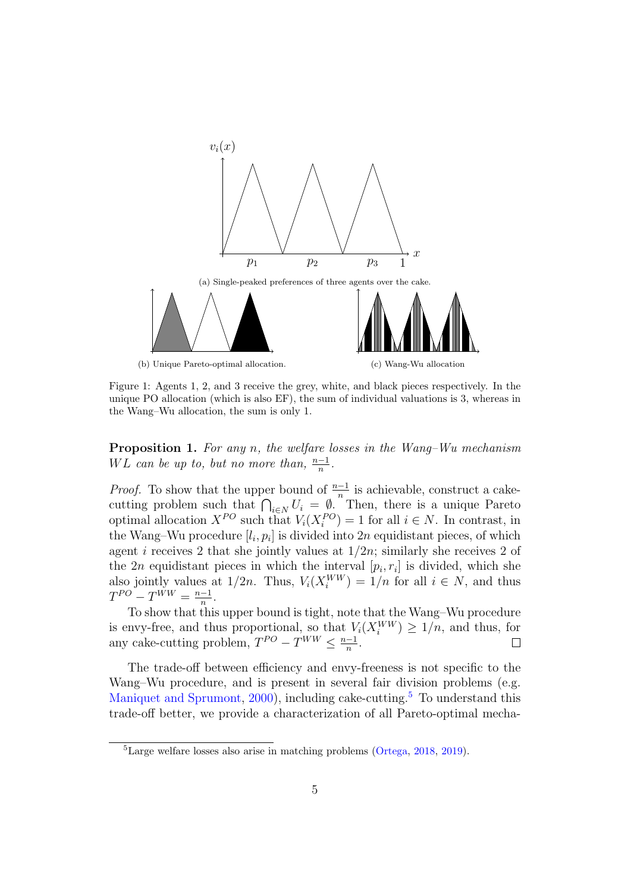(a) Single-peaked preferences of three agents over the cake.

(b) Unique Pareto-optimal allocation.

(c) Wang-Wu allocation

Figure 1: Agents 1, 2, and 3 receive the grey, white, and black pieces respectively. In the unique PO allocation (which is also EF), the sum of individual valuations is 3, whereas in the Wang–Wu allocation, the sum is only 1.

**Proposition 1.** *For any $n$, the welfare losses in the Wang–Wu mechanism $WL$ can be up to, but no more than, $\frac{n-1}{n}$.*

*Proof.* To show that the upper bound of $\frac{n-1}{n}$ is achievable, construct a cake-cutting problem such that $\bigcap_{i \in N} U_i = \emptyset$. Then, there is a unique Pareto optimal allocation $X^{PO}$ such that $V_i(X_i^{PO}) = 1$ for all $i \in N$. In contrast, in the Wang–Wu procedure $[l_i, p_i]$ is divided into $2n$ equidistant pieces, of which agent $i$ receives 2 that she jointly values at $1/2n$; similarly she receives 2 of the $2n$ equidistant pieces in which the interval $[p_i, r_i]$ is divided, which she also jointly values at $1/2n$. Thus, $V_i(X_i^{WW}) = 1/n$ for all $i \in N$, and thus $T^{PO} - T^{WW} = \frac{n-1}{n}$.

To show that this upper bound is tight, note that the Wang–Wu procedure is envy-free, and thus proportional, so that $V_i(X_i^{WW}) \geq 1/n$, and thus, for any cake-cutting problem, $T^{PO} - T^{WW} \leq \frac{n-1}{n}$. $\square$

The trade-off between efficiency and envy-freeness is not specific to the Wang–Wu procedure, and is present in several fair division problems (e.g. Maniquet and Sprumont, 2000), including cake-cutting.[5] To understand this trade-off better, we provide a characterization of all Pareto-optimal mecha-

[5]Large welfare losses also arise in matching problems (Ortega, 2018, 2019).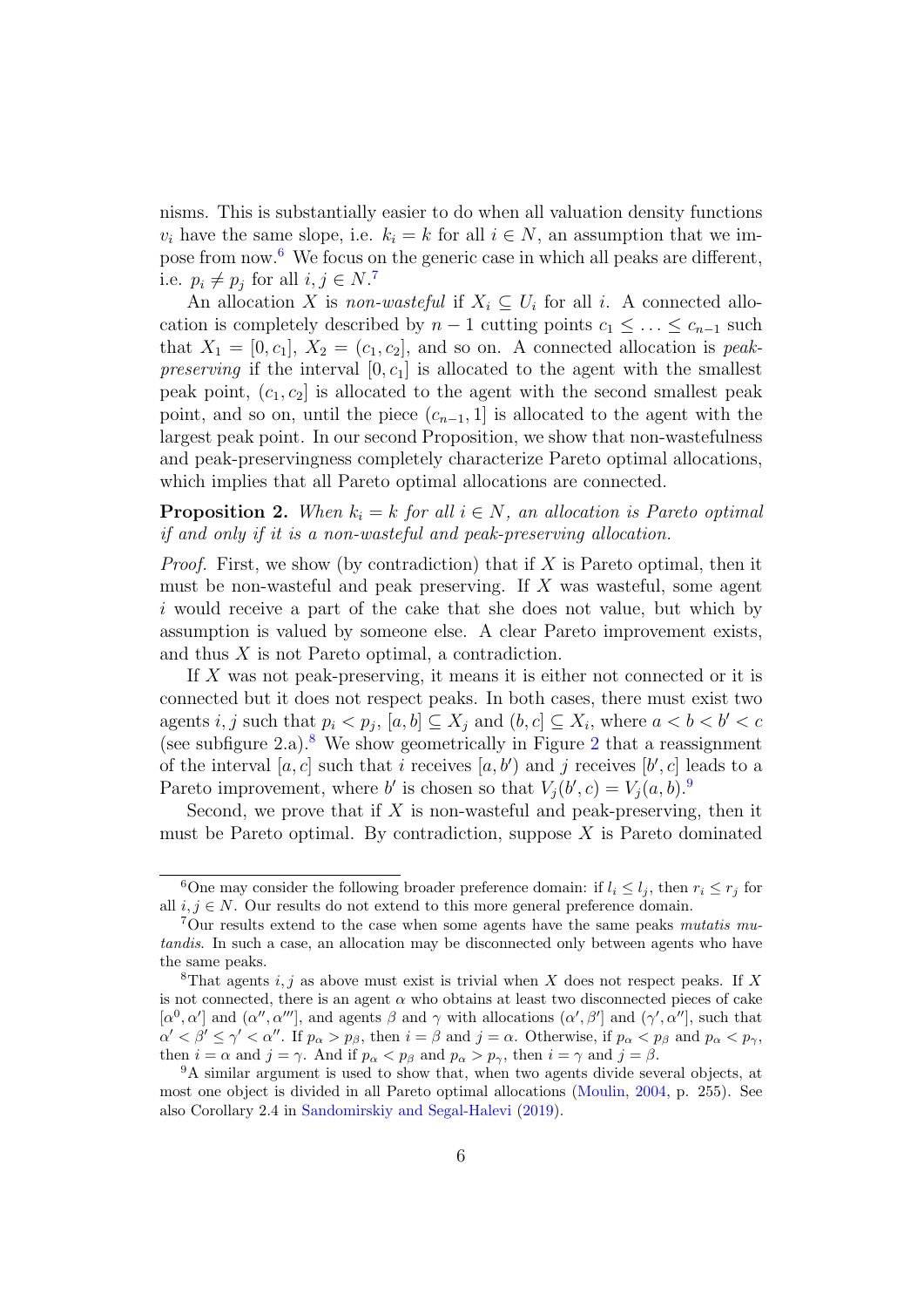nisms. This is substantially easier to do when all valuation density functions $v_i$ have the same slope, i.e. $k_i = k$ for all $i \in N$, an assumption that we impose from now.[6] We focus on the generic case in which all peaks are different, i.e. $p_i \neq p_j$ for all $i, j \in N$.[7]

An allocation $X$ is *non-wasteful* if $X_i \subseteq U_i$ for all $i$. A connected allocation is completely described by $n-1$ cutting points $c_1 \leq \ldots \leq c_{n-1}$ such that $X_1 = [0, c_1]$, $X_2 = (c_1, c_2]$, and so on. A connected allocation is *peak-preserving* if the interval $[0, c_1]$ is allocated to the agent with the smallest peak point, $(c_1, c_2]$ is allocated to the agent with the second smallest peak point, and so on, until the piece $(c_{n-1}, 1]$ is allocated to the agent with the largest peak point. In our second Proposition, we show that non-wastefulness and peak-preservingness completely characterize Pareto optimal allocations, which implies that all Pareto optimal allocations are connected.

**Proposition 2.** *When $k_i = k$ for all $i \in N$, an allocation is Pareto optimal if and only if it is a non-wasteful and peak-preserving allocation.*

*Proof.* First, we show (by contradiction) that if $X$ is Pareto optimal, then it must be non-wasteful and peak preserving. If $X$ was wasteful, some agent $i$ would receive a part of the cake that she does not value, but which by assumption is valued by someone else. A clear Pareto improvement exists, and thus $X$ is not Pareto optimal, a contradiction.

If $X$ was not peak-preserving, it means it is either not connected or it is connected but it does not respect peaks. In both cases, there must exist two agents $i, j$ such that $p_i < p_j$, $[a, b] \subseteq X_j$ and $(b, c] \subseteq X_i$, where $a < b < b' < c$ (see subfigure 2.a).[8] We show geometrically in Figure 2 that a reassignment of the interval $[a, c]$ such that $i$ receives $[a, b')$ and $j$ receives $[b', c]$ leads to a Pareto improvement, where $b'$ is chosen so that $V_j(b', c) = V_j(a, b)$.[9]

Second, we prove that if $X$ is non-wasteful and peak-preserving, then it must be Pareto optimal. By contradiction, suppose $X$ is Pareto dominated

---

[6] One may consider the following broader preference domain: if $l_i \leq l_j$, then $r_i \leq r_j$ for all $i, j \in N$. Our results do not extend to this more general preference domain.

[7] Our results extend to the case when some agents have the same peaks *mutatis mutandis*. In such a case, an allocation may be disconnected only between agents who have the same peaks.

[8] That agents $i, j$ as above must exist is trivial when $X$ does not respect peaks. If $X$ is not connected, there is an agent $\alpha$ who obtains at least two disconnected pieces of cake $[\alpha^0, \alpha']$ and $(\alpha'', \alpha''']$, and agents $\beta$ and $\gamma$ with allocations $(\alpha', \beta']$ and $(\gamma', \alpha'']$, such that $\alpha' < \beta' \leq \gamma' < \alpha''$. If $p_\alpha > p_\beta$, then $i = \beta$ and $j = \alpha$. Otherwise, if $p_\alpha < p_\beta$ and $p_\alpha < p_\gamma$, then $i = \alpha$ and $j = \gamma$. And if $p_\alpha < p_\beta$ and $p_\alpha > p_\gamma$, then $i = \gamma$ and $j = \beta$.

[9] A similar argument is used to show that, when two agents divide several objects, at most one object is divided in all Pareto optimal allocations (Moulin, 2004, p. 255). See also Corollary 2.4 in Sandomirskiy and Segal-Halevi (2019).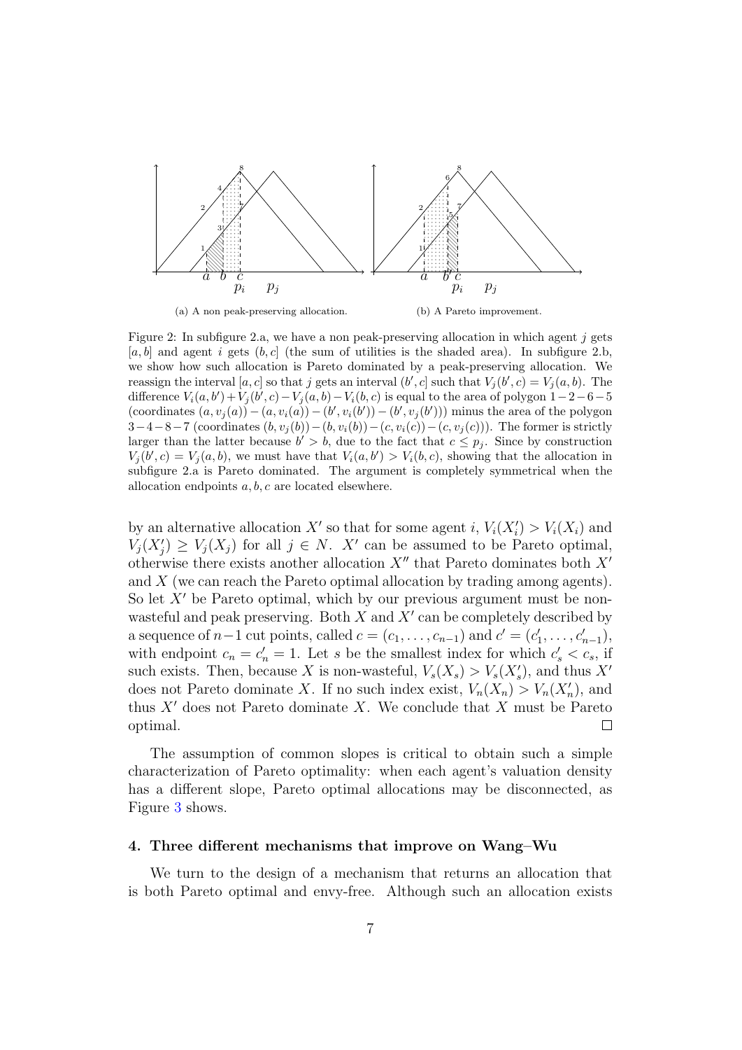(a) A non peak-preserving allocation.

(b) A Pareto improvement.

Figure 2: In subfigure 2.a, we have a non peak-preserving allocation in which agent $j$ gets $[a, b]$ and agent $i$ gets $(b, c]$ (the sum of utilities is the shaded area). In subfigure 2.b, we show how such allocation is Pareto dominated by a peak-preserving allocation. We reassign the interval $[a, c]$ so that $j$ gets an interval $(b', c]$ such that $V_j(b', c) = V_j(a, b)$. The difference $V_i(a, b') + V_j(b', c) - V_j(a, b) - V_i(b, c)$ is equal to the area of polygon $1-2-6-5$ (coordinates $(a, v_j(a)) - (a, v_i(a)) - (b', v_i(b')) - (b', v_j(b'))$) minus the area of the polygon $3-4-8-7$ (coordinates $(b, v_j(b)) - (b, v_i(b)) - (c, v_i(c)) - (c, v_j(c))$). The former is strictly larger than the latter because $b' > b$, due to the fact that $c \leq p_j$. Since by construction $V_j(b', c) = V_j(a, b)$, we must have that $V_i(a, b') > V_i(b, c)$, showing that the allocation in subfigure 2.a is Pareto dominated. The argument is completely symmetrical when the allocation endpoints $a, b, c$ are located elsewhere.

by an alternative allocation $X'$ so that for some agent $i$, $V_i(X'_i) > V_i(X_i)$ and $V_j(X'_j) \geq V_j(X_j)$ for all $j \in N$. $X'$ can be assumed to be Pareto optimal, otherwise there exists another allocation $X''$ that Pareto dominates both $X'$ and $X$ (we can reach the Pareto optimal allocation by trading among agents). So let $X'$ be Pareto optimal, which by our previous argument must be non-wasteful and peak preserving. Both $X$ and $X'$ can be completely described by a sequence of $n-1$ cut points, called $c = (c_1, \ldots, c_{n-1})$ and $c' = (c'_1, \ldots, c'_{n-1})$, with endpoint $c_n = c'_n = 1$. Let $s$ be the smallest index for which $c'_s < c_s$, if such exists. Then, because $X$ is non-wasteful, $V_s(X_s) > V_s(X'_s)$, and thus $X'$ does not Pareto dominate $X$. If no such index exist, $V_n(X_n) > V_n(X'_n)$, and thus $X'$ does not Pareto dominate $X$. We conclude that $X$ must be Pareto optimal. $\square$

The assumption of common slopes is critical to obtain such a simple characterization of Pareto optimality: when each agent's valuation density has a different slope, Pareto optimal allocations may be disconnected, as Figure 3 shows.

## 4. Three different mechanisms that improve on Wang–Wu

We turn to the design of a mechanism that returns an allocation that is both Pareto optimal and envy-free. Although such an allocation exists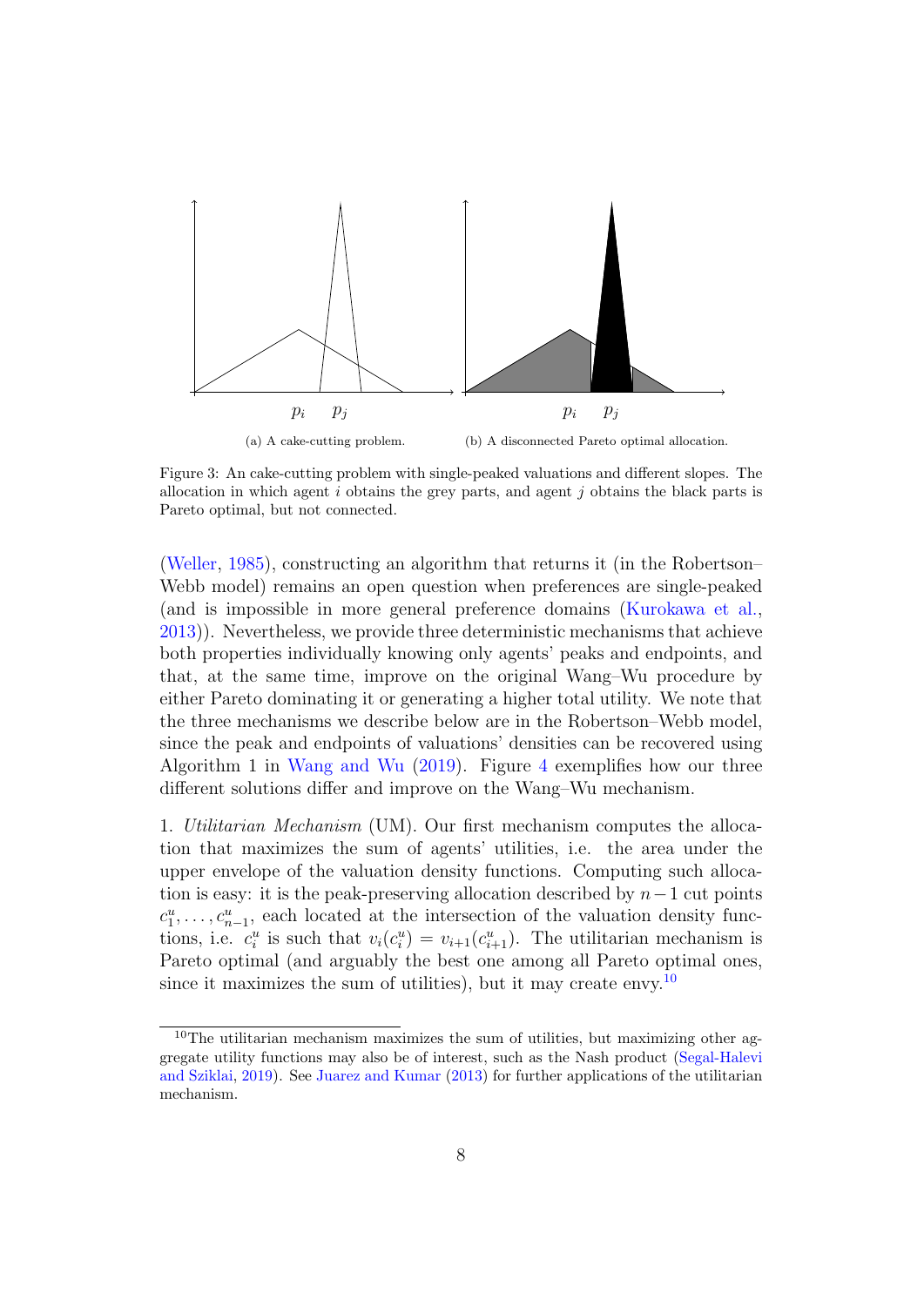(a) A cake-cutting problem.

(b) A disconnected Pareto optimal allocation.

Figure 3: An cake-cutting problem with single-peaked valuations and different slopes. The allocation in which agent $i$ obtains the grey parts, and agent $j$ obtains the black parts is Pareto optimal, but not connected.

(Weller, 1985), constructing an algorithm that returns it (in the Robertson–Webb model) remains an open question when preferences are single-peaked (and is impossible in more general preference domains (Kurokawa et al., 2013)). Nevertheless, we provide three deterministic mechanisms that achieve both properties individually knowing only agents' peaks and endpoints, and that, at the same time, improve on the original Wang–Wu procedure by either Pareto dominating it or generating a higher total utility. We note that the three mechanisms we describe below are in the Robertson–Webb model, since the peak and endpoints of valuations' densities can be recovered using Algorithm 1 in Wang and Wu (2019). Figure 4 exemplifies how our three different solutions differ and improve on the Wang–Wu mechanism.

1. *Utilitarian Mechanism* (UM). Our first mechanism computes the allocation that maximizes the sum of agents' utilities, i.e. the area under the upper envelope of the valuation density functions. Computing such allocation is easy: it is the peak-preserving allocation described by $n-1$ cut points $c_1^u, \ldots, c_{n-1}^u$, each located at the intersection of the valuation density functions, i.e. $c_i^u$ is such that $v_i(c_i^u) = v_{i+1}(c_{i+1}^u)$. The utilitarian mechanism is Pareto optimal (and arguably the best one among all Pareto optimal ones, since it maximizes the sum of utilities), but it may create envy.[10]

[10] The utilitarian mechanism maximizes the sum of utilities, but maximizing other aggregate utility functions may also be of interest, such as the Nash product (Segal-Halevi and Sziklai, 2019). See Juarez and Kumar (2013) for further applications of the utilitarian mechanism.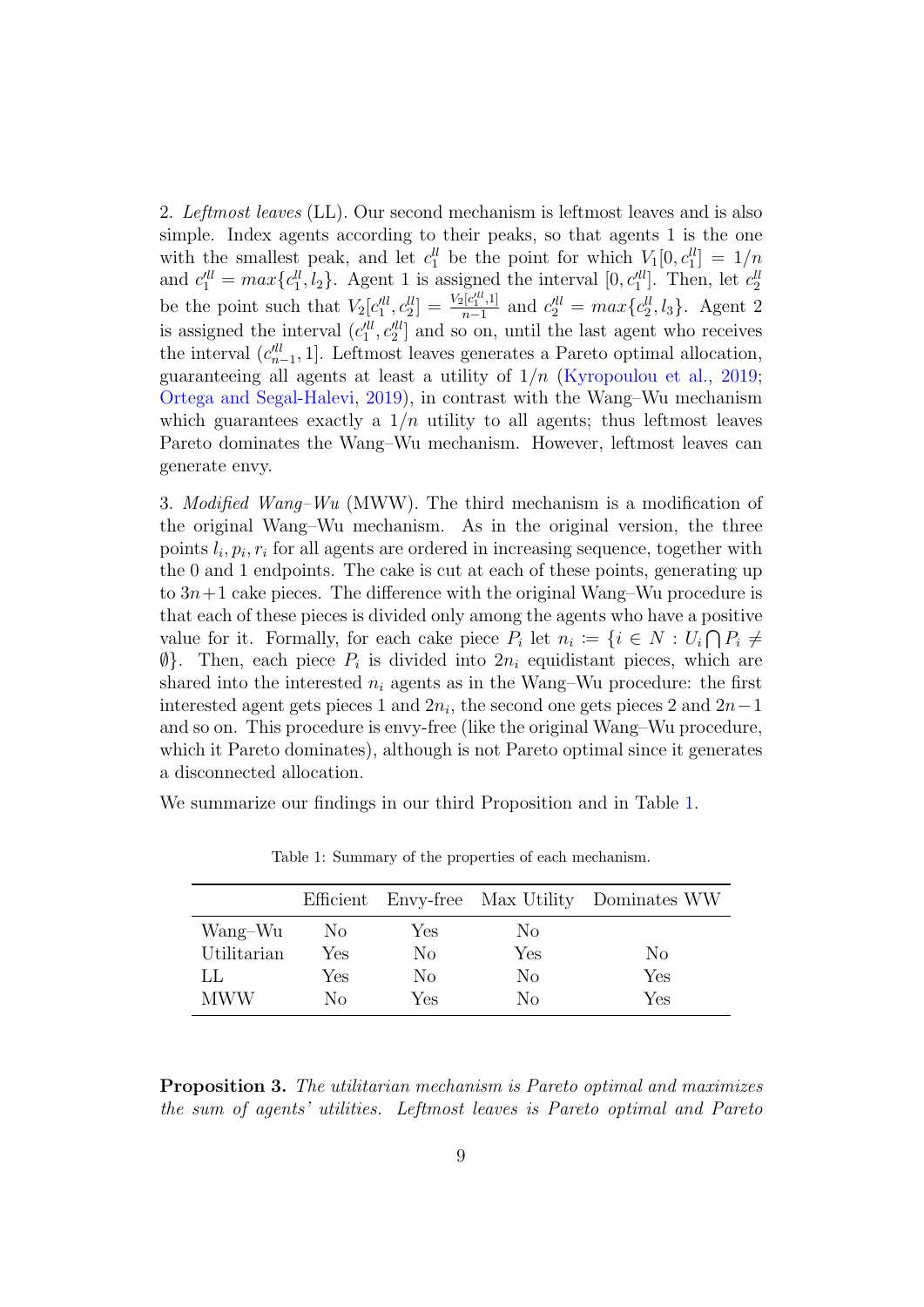2. *Leftmost leaves* (LL). Our second mechanism is leftmost leaves and is also simple. Index agents according to their peaks, so that agents 1 is the one with the smallest peak, and let $c_1^{ll}$ be the point for which $V_1[0, c_1^{ll}] = 1/n$ and $c_1'^{ll} = max\{c_1^{ll}, l_2\}$. Agent 1 is assigned the interval $[0, c_1'^{ll}]$. Then, let $c_2^{ll}$ be the point such that $V_2[c_1'^{ll}, c_2^{ll}] = \frac{V_2[c_1'^{ll},1]}{n-1}$ and $c_2'^{ll} = max\{c_2^{ll}, l_3\}$. Agent 2 is assigned the interval $(c_1'^{ll}, c_2'^{ll}]$ and so on, until the last agent who receives the interval $(c_{n-1}'^{ll}, 1]$. Leftmost leaves generates a Pareto optimal allocation, guaranteeing all agents at least a utility of $1/n$ (Kyropoulou et al., 2019; Ortega and Segal-Halevi, 2019), in contrast with the Wang–Wu mechanism which guarantees exactly a $1/n$ utility to all agents; thus leftmost leaves Pareto dominates the Wang–Wu mechanism. However, leftmost leaves can generate envy.

3. *Modified Wang–Wu* (MWW). The third mechanism is a modification of the original Wang–Wu mechanism. As in the original version, the three points $l_i, p_i, r_i$ for all agents are ordered in increasing sequence, together with the 0 and 1 endpoints. The cake is cut at each of these points, generating up to $3n+1$ cake pieces. The difference with the original Wang–Wu procedure is that each of these pieces is divided only among the agents who have a positive value for it. Formally, for each cake piece $P_i$ let $n_i \coloneqq \{i \in N : U_i \bigcap P_i \neq \emptyset\}$. Then, each piece $P_i$ is divided into $2n_i$ equidistant pieces, which are shared into the interested $n_i$ agents as in the Wang–Wu procedure: the first interested agent gets pieces 1 and $2n_i$, the second one gets pieces 2 and $2n-1$ and so on. This procedure is envy-free (like the original Wang–Wu procedure, which it Pareto dominates), although is not Pareto optimal since it generates a disconnected allocation.

We summarize our findings in our third Proposition and in Table 1.

Table 1: Summary of the properties of each mechanism.

| | Efficient | Envy-free | Max Utility | Dominates WW |
|---|---|---|---|---|
| Wang–Wu | No | Yes | No | |
| Utilitarian | Yes | No | Yes | No |
| LL | Yes | No | No | Yes |
| MWW | No | Yes | No | Yes |

**Proposition 3.** *The utilitarian mechanism is Pareto optimal and maximizes the sum of agents' utilities. Leftmost leaves is Pareto optimal and Pareto*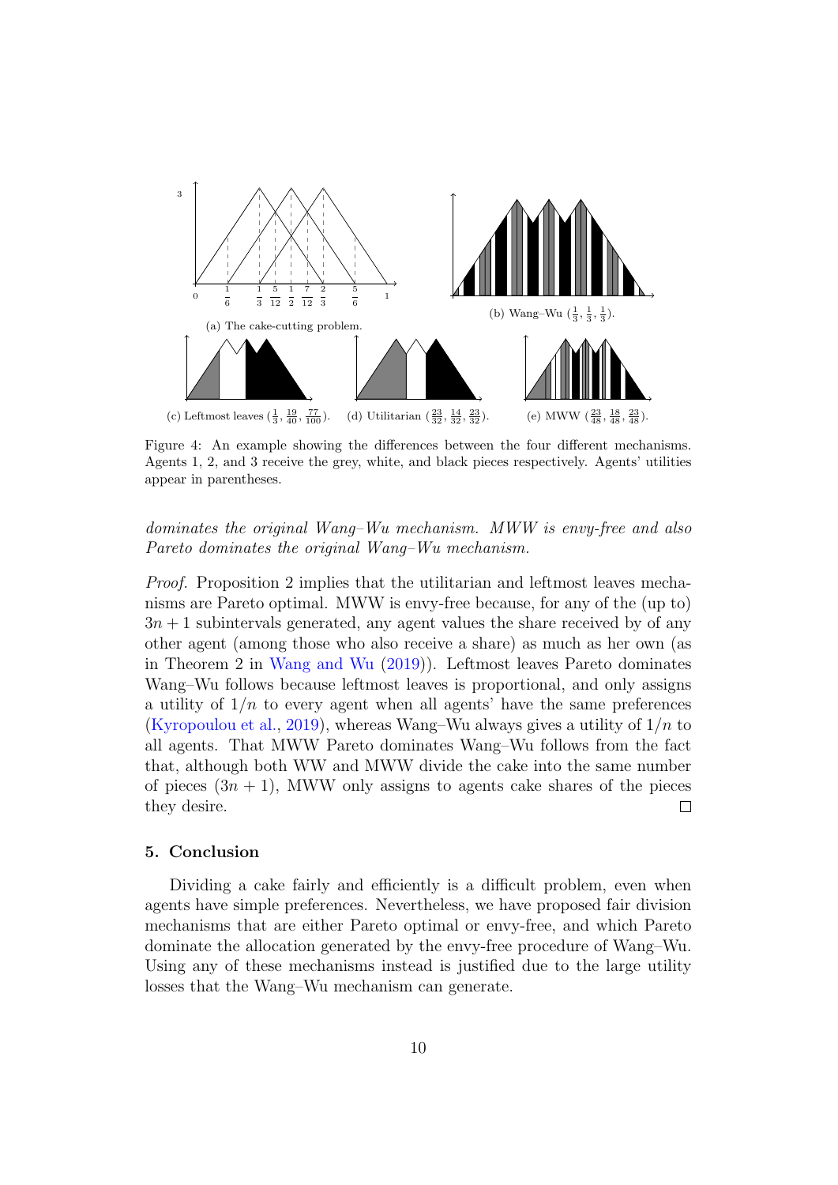(a) The cake-cutting problem.

(b) Wang–Wu $(\frac{1}{3}, \frac{1}{3}, \frac{1}{3})$.

(c) Leftmost leaves $(\frac{1}{3}, \frac{19}{40}, \frac{77}{100})$. (d) Utilitarian $(\frac{23}{32}, \frac{14}{32}, \frac{23}{32})$. (e) MWW $(\frac{23}{48}, \frac{18}{48}, \frac{23}{48})$.

Figure 4: An example showing the differences between the four different mechanisms. Agents 1, 2, and 3 receive the grey, white, and black pieces respectively. Agents' utilities appear in parentheses.

*dominates the original Wang–Wu mechanism. MWW is envy-free and also Pareto dominates the original Wang–Wu mechanism.*

*Proof.* Proposition 2 implies that the utilitarian and leftmost leaves mechanisms are Pareto optimal. MWW is envy-free because, for any of the (up to) $3n + 1$ subintervals generated, any agent values the share received by of any other agent (among those who also receive a share) as much as her own (as in Theorem 2 in Wang and Wu (2019)). Leftmost leaves Pareto dominates Wang–Wu follows because leftmost leaves is proportional, and only assigns a utility of $1/n$ to every agent when all agents' have the same preferences (Kyropoulou et al., 2019), whereas Wang–Wu always gives a utility of $1/n$ to all agents. That MWW Pareto dominates Wang–Wu follows from the fact that, although both WW and MWW divide the cake into the same number of pieces $(3n + 1)$, MWW only assigns to agents cake shares of the pieces they desire. □

## 5. Conclusion

Dividing a cake fairly and efficiently is a difficult problem, even when agents have simple preferences. Nevertheless, we have proposed fair division mechanisms that are either Pareto optimal or envy-free, and which Pareto dominate the allocation generated by the envy-free procedure of Wang–Wu. Using any of these mechanisms instead is justified due to the large utility losses that the Wang–Wu mechanism can generate.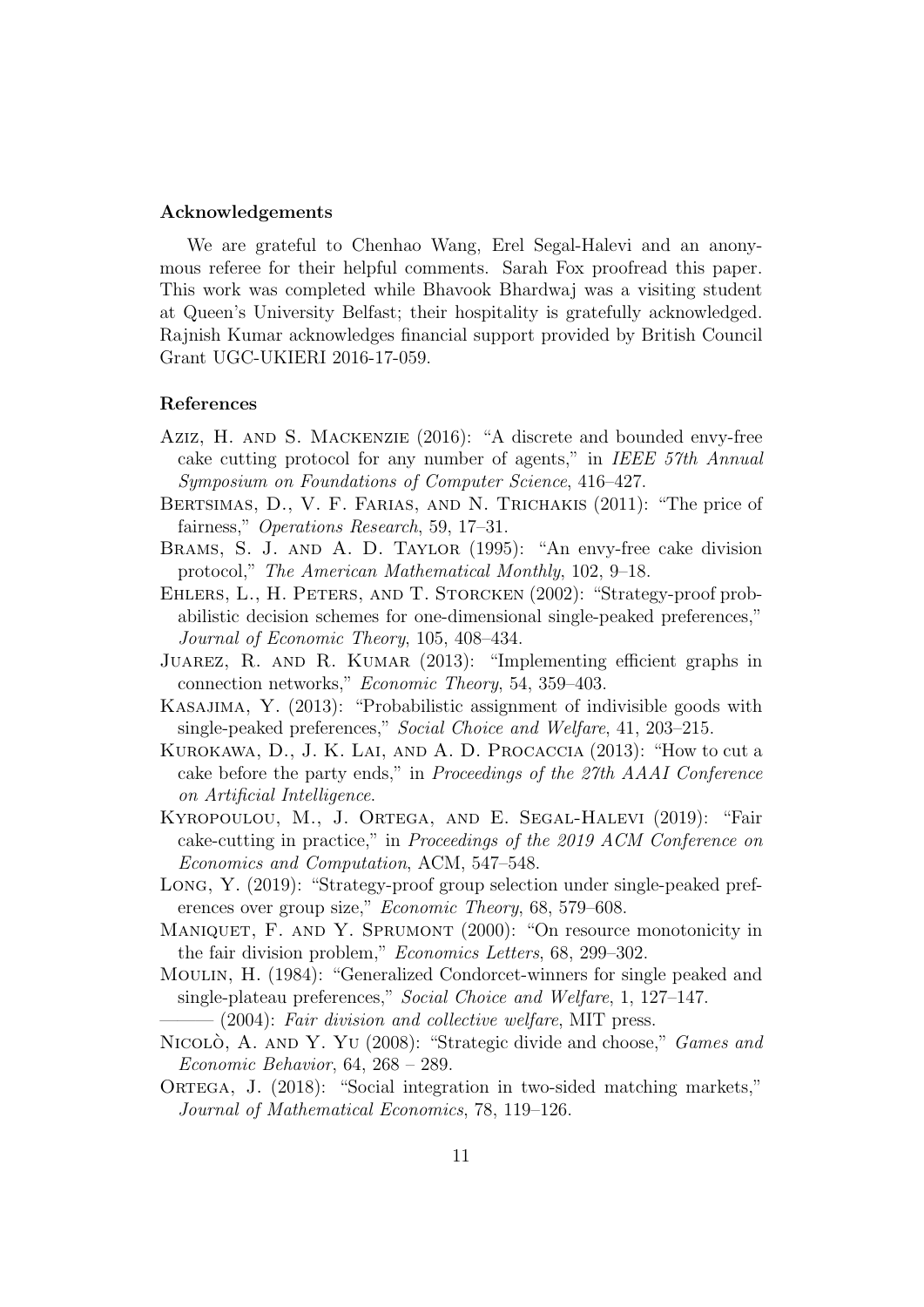### Acknowledgements

We are grateful to Chenhao Wang, Erel Segal-Halevi and an anonymous referee for their helpful comments. Sarah Fox proofread this paper. This work was completed while Bhavook Bhardwaj was a visiting student at Queen's University Belfast; their hospitality is gratefully acknowledged. Rajnish Kumar acknowledges financial support provided by British Council Grant UGC-UKIERI 2016-17-059.

### References

Aziz, H. and S. Mackenzie (2016): "A discrete and bounded envy-free cake cutting protocol for any number of agents," in *IEEE 57th Annual Symposium on Foundations of Computer Science*, 416–427.

Bertsimas, D., V. F. Farias, and N. Trichakis (2011): "The price of fairness," *Operations Research*, 59, 17–31.

Brams, S. J. and A. D. Taylor (1995): "An envy-free cake division protocol," *The American Mathematical Monthly*, 102, 9–18.

Ehlers, L., H. Peters, and T. Storcken (2002): "Strategy-proof probabilistic decision schemes for one-dimensional single-peaked preferences," *Journal of Economic Theory*, 105, 408–434.

Juarez, R. and R. Kumar (2013): "Implementing efficient graphs in connection networks," *Economic Theory*, 54, 359–403.

Kasajima, Y. (2013): "Probabilistic assignment of indivisible goods with single-peaked preferences," *Social Choice and Welfare*, 41, 203–215.

Kurokawa, D., J. K. Lai, and A. D. Procaccia (2013): "How to cut a cake before the party ends," in *Proceedings of the 27th AAAI Conference on Artificial Intelligence*.

Kyropoulou, M., J. Ortega, and E. Segal-Halevi (2019): "Fair cake-cutting in practice," in *Proceedings of the 2019 ACM Conference on Economics and Computation*, ACM, 547–548.

Long, Y. (2019): "Strategy-proof group selection under single-peaked preferences over group size," *Economic Theory*, 68, 579–608.

Maniquet, F. and Y. Sprumont (2000): "On resource monotonicity in the fair division problem," *Economics Letters*, 68, 299–302.

Moulin, H. (1984): "Generalized Condorcet-winners for single peaked and single-plateau preferences," *Social Choice and Welfare*, 1, 127–147.

——— (2004): *Fair division and collective welfare*, MIT press.

Nicolò, A. and Y. Yu (2008): "Strategic divide and choose," *Games and Economic Behavior*, 64, 268 – 289.

Ortega, J. (2018): "Social integration in two-sided matching markets," *Journal of Mathematical Economics*, 78, 119–126.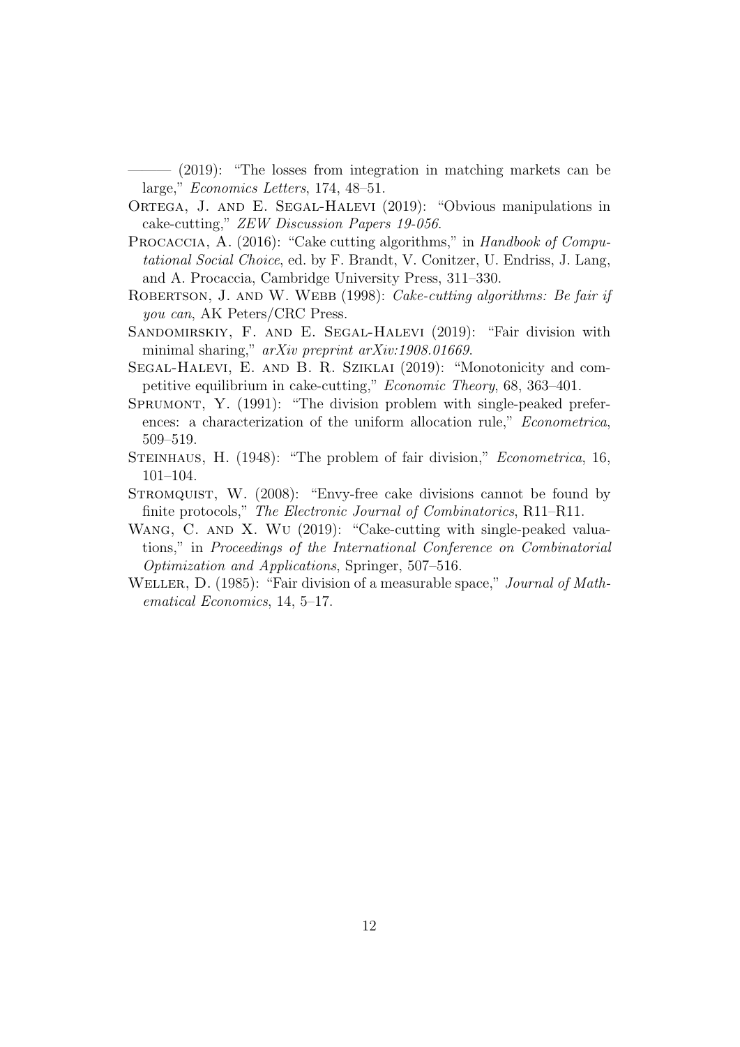——— (2019): "The losses from integration in matching markets can be large," *Economics Letters*, 174, 48–51.

Ortega, J. and E. Segal-Halevi (2019): "Obvious manipulations in cake-cutting," *ZEW Discussion Papers 19-056*.

Procaccia, A. (2016): "Cake cutting algorithms," in *Handbook of Computational Social Choice*, ed. by F. Brandt, V. Conitzer, U. Endriss, J. Lang, and A. Procaccia, Cambridge University Press, 311–330.

Robertson, J. and W. Webb (1998): *Cake-cutting algorithms: Be fair if you can*, AK Peters/CRC Press.

Sandomirskiy, F. and E. Segal-Halevi (2019): "Fair division with minimal sharing," *arXiv preprint arXiv:1908.01669*.

Segal-Halevi, E. and B. R. Sziklai (2019): "Monotonicity and competitive equilibrium in cake-cutting," *Economic Theory*, 68, 363–401.

Sprumont, Y. (1991): "The division problem with single-peaked preferences: a characterization of the uniform allocation rule," *Econometrica*, 509–519.

Steinhaus, H. (1948): "The problem of fair division," *Econometrica*, 16, 101–104.

Stromquist, W. (2008): "Envy-free cake divisions cannot be found by finite protocols," *The Electronic Journal of Combinatorics*, R11–R11.

Wang, C. and X. Wu (2019): "Cake-cutting with single-peaked valuations," in *Proceedings of the International Conference on Combinatorial Optimization and Applications*, Springer, 507–516.

Weller, D. (1985): "Fair division of a measurable space," *Journal of Mathematical Economics*, 14, 5–17.